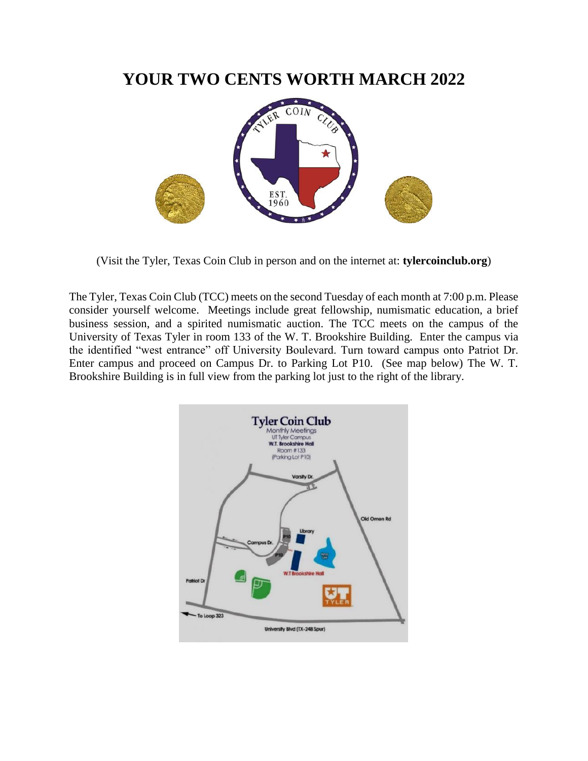# YOUR TWO CENTS WORTH MARCH 2022

(Visit the Tyler, Texas Coin Club in person and on the internet at: **tylercoinclub.org**)

The Tyler, Texas Coin Club (TCC) meets on the second Tuesday of each month at 7:00 p.m. Please consider yourself welcome. Meetings include great fellowship, numismatic education, a brief business session, and a spirited numismatic auction. The TCC meets on the campus of the University of Texas Tyler in room 133 of the W. T. Brookshire Building. Enter the campus via the identified "west entrance" off University Boulevard. Turn toward campus onto Patriot Dr. Enter campus and proceed on Campus Dr. to Parking Lot P10. (See map below) The W. T. Brookshire Building is in full view from the parking lot just to the right of the library.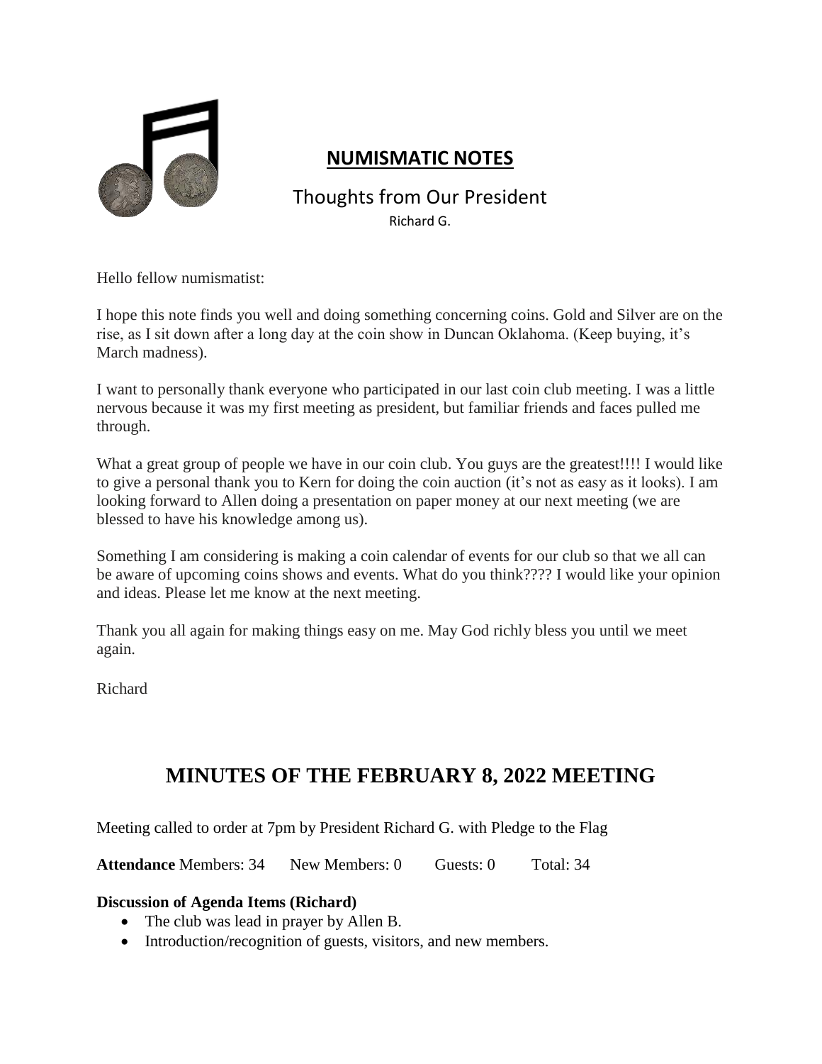## NUMISMATIC NOTES

### Thoughts from Our President

Richard G.

Hello fellow numismatist:

I hope this note finds you well and doing something concerning coins. Gold and Silver are on the rise, as I sit down after a long day at the coin show in Duncan Oklahoma. (Keep buying, it's March madness).

I want to personally thank everyone who participated in our last coin club meeting. I was a little nervous because it was my first meeting as president, but familiar friends and faces pulled me through.

What a great group of people we have in our coin club. You guys are the greatest!!!! I would like to give a personal thank you to Kern for doing the coin auction (it's not as easy as it looks). I am looking forward to Allen doing a presentation on paper money at our next meeting (we are blessed to have his knowledge among us).

Something I am considering is making a coin calendar of events for our club so that we all can be aware of upcoming coins shows and events. What do you think???? I would like your opinion and ideas. Please let me know at the next meeting.

Thank you all again for making things easy on me. May God richly bless you until we meet again.

Richard

# MINUTES OF THE FEBRUARY 8, 2022 MEETING

Meeting called to order at 7pm by President Richard G. with Pledge to the Flag

**Attendance** Members: 34 New Members: 0 Guests: 0 Total: 34

**Discussion of Agenda Items (Richard)**

- The club was lead in prayer by Allen B.
- Introduction/recognition of guests, visitors, and new members.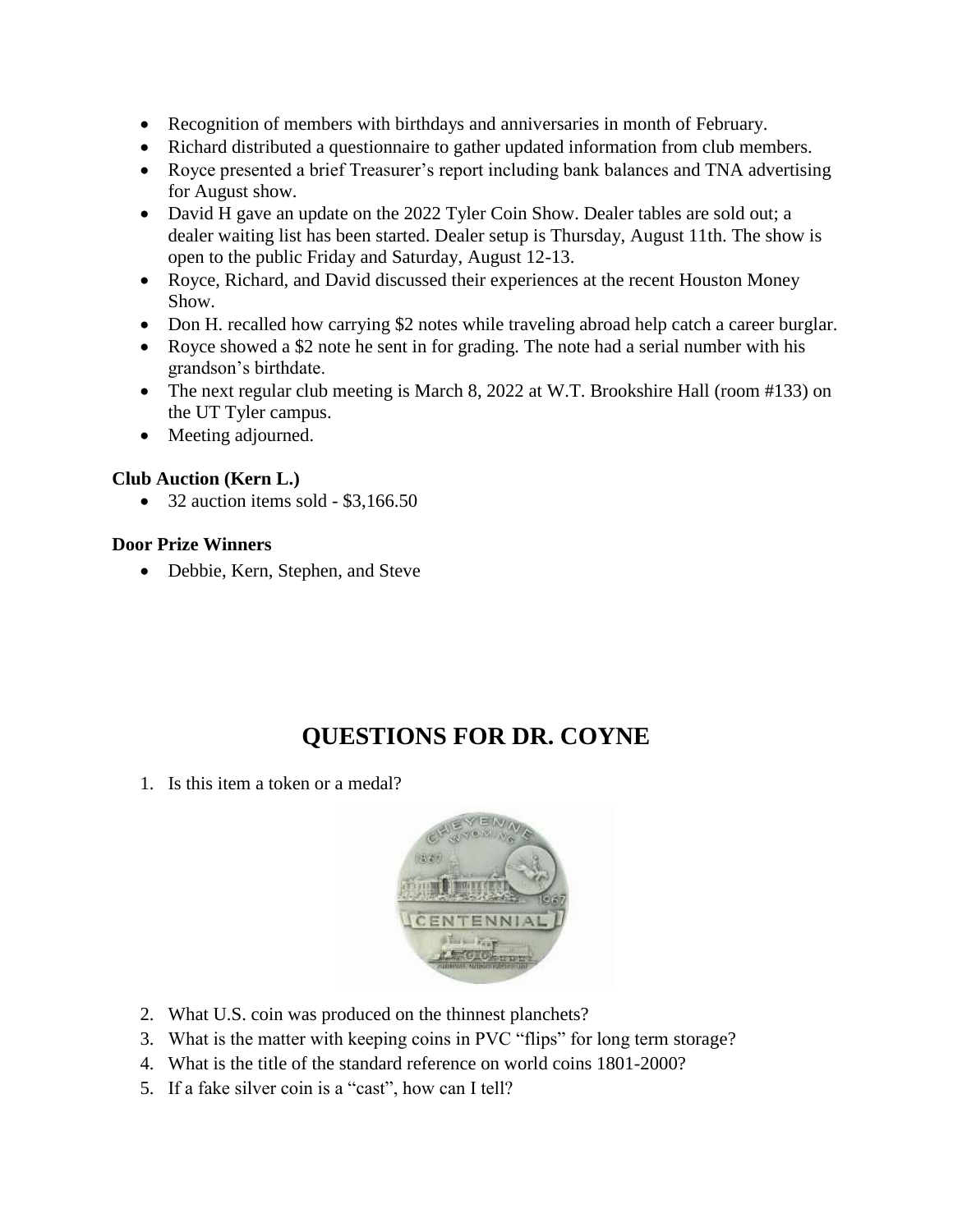- Recognition of members with birthdays and anniversaries in month of February.
- Richard distributed a questionnaire to gather updated information from club members.
- Royce presented a brief Treasurer's report including bank balances and TNA advertising for August show.
- David H gave an update on the 2022 Tyler Coin Show. Dealer tables are sold out; a dealer waiting list has been started. Dealer setup is Thursday, August 11th. The show is open to the public Friday and Saturday, August 12-13.
- Royce, Richard, and David discussed their experiences at the recent Houston Money Show.
- Don H. recalled how carrying $2 notes while traveling abroad help catch a career burglar.
- Royce showed a $2 note he sent in for grading. The note had a serial number with his grandson's birthdate.
- The next regular club meeting is March 8, 2022 at W.T. Brookshire Hall (room #133) on the UT Tyler campus.
- Meeting adjourned.

**Club Auction (Kern L.)**

- 32 auction items sold - $3,166.50

**Door Prize Winners**

- Debbie, Kern, Stephen, and Steve

## QUESTIONS FOR DR. COYNE

1. Is this item a token or a medal?
2. What U.S. coin was produced on the thinnest planchets?
3. What is the matter with keeping coins in PVC "flips" for long term storage?
4. What is the title of the standard reference on world coins 1801-2000?
5. If a fake silver coin is a "cast", how can I tell?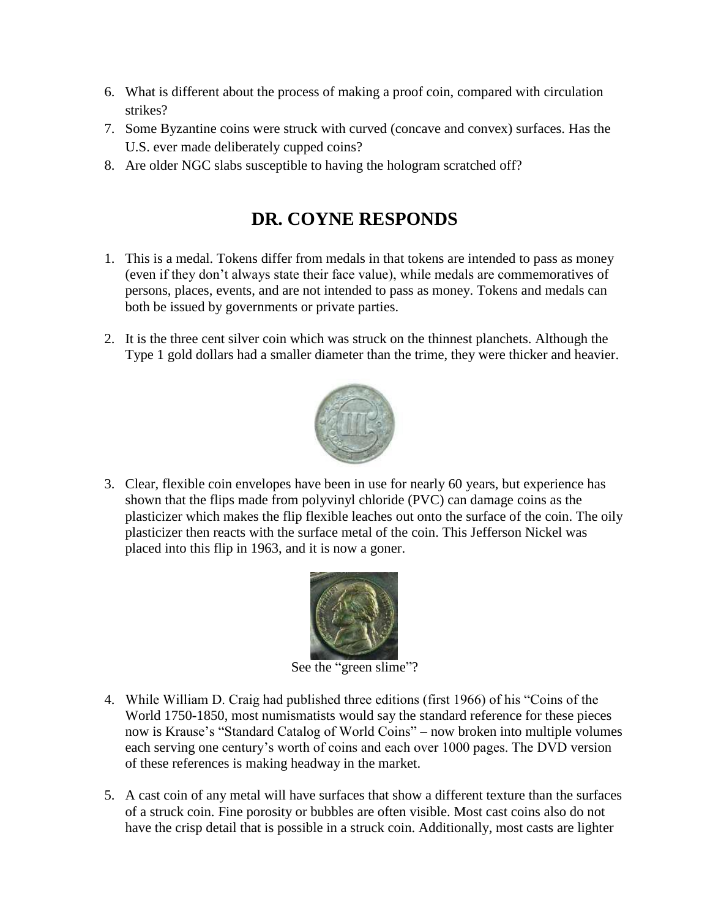6. What is different about the process of making a proof coin, compared with circulation strikes?
7. Some Byzantine coins were struck with curved (concave and convex) surfaces. Has the U.S. ever made deliberately cupped coins?
8. Are older NGC slabs susceptible to having the hologram scratched off?

## DR. COYNE RESPONDS

1. This is a medal. Tokens differ from medals in that tokens are intended to pass as money (even if they don't always state their face value), while medals are commemoratives of persons, places, events, and are not intended to pass as money. Tokens and medals can both be issued by governments or private parties.

2. It is the three cent silver coin which was struck on the thinnest planchets. Although the Type 1 gold dollars had a smaller diameter than the trime, they were thicker and heavier.

3. Clear, flexible coin envelopes have been in use for nearly 60 years, but experience has shown that the flips made from polyvinyl chloride (PVC) can damage coins as the plasticizer which makes the flip flexible leaches out onto the surface of the coin. The oily plasticizer then reacts with the surface metal of the coin. This Jefferson Nickel was placed into this flip in 1963, and it is now a goner.

See the "green slime"?

4. While William D. Craig had published three editions (first 1966) of his "Coins of the World 1750-1850, most numismatists would say the standard reference for these pieces now is Krause's "Standard Catalog of World Coins" – now broken into multiple volumes each serving one century's worth of coins and each over 1000 pages. The DVD version of these references is making headway in the market.

5. A cast coin of any metal will have surfaces that show a different texture than the surfaces of a struck coin. Fine porosity or bubbles are often visible. Most cast coins also do not have the crisp detail that is possible in a struck coin. Additionally, most casts are lighter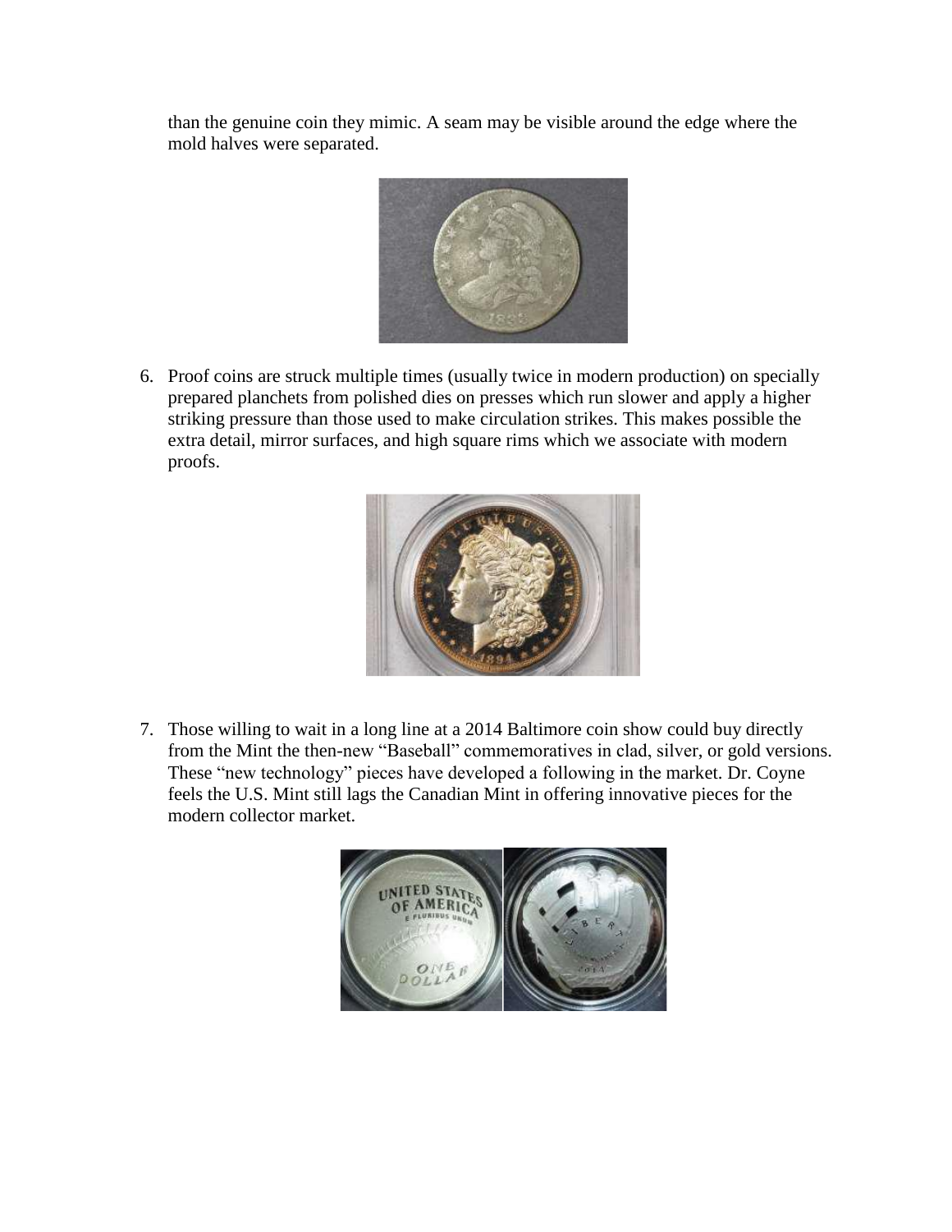than the genuine coin they mimic. A seam may be visible around the edge where the mold halves were separated.

6. Proof coins are struck multiple times (usually twice in modern production) on specially prepared planchets from polished dies on presses which run slower and apply a higher striking pressure than those used to make circulation strikes. This makes possible the extra detail, mirror surfaces, and high square rims which we associate with modern proofs.

7. Those willing to wait in a long line at a 2014 Baltimore coin show could buy directly from the Mint the then-new "Baseball" commemoratives in clad, silver, or gold versions. These "new technology" pieces have developed a following in the market. Dr. Coyne feels the U.S. Mint still lags the Canadian Mint in offering innovative pieces for the modern collector market.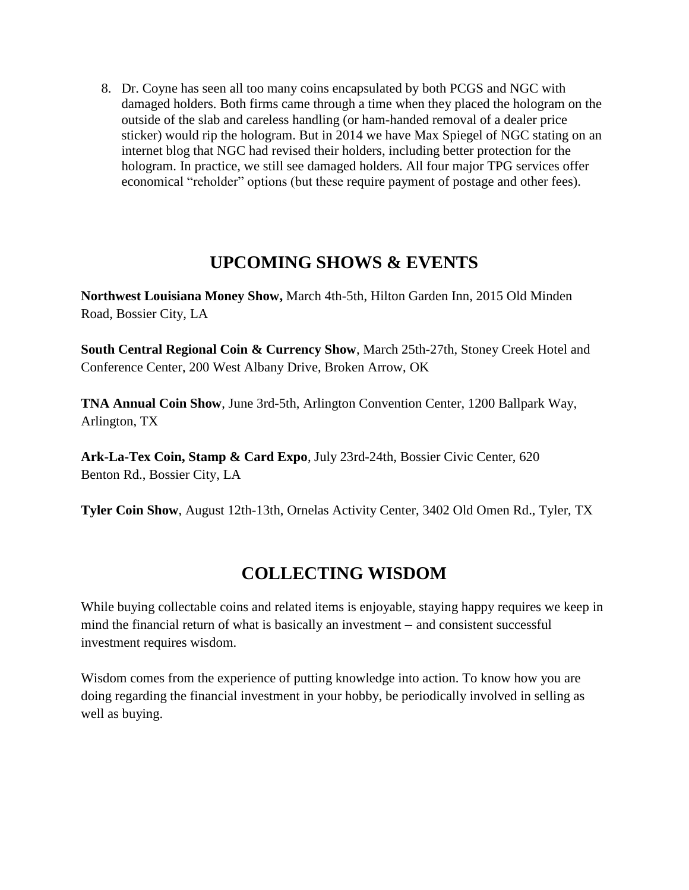8. Dr. Coyne has seen all too many coins encapsulated by both PCGS and NGC with damaged holders. Both firms came through a time when they placed the hologram on the outside of the slab and careless handling (or ham-handed removal of a dealer price sticker) would rip the hologram. But in 2014 we have Max Spiegel of NGC stating on an internet blog that NGC had revised their holders, including better protection for the hologram. In practice, we still see damaged holders. All four major TPG services offer economical "reholder" options (but these require payment of postage and other fees).

## UPCOMING SHOWS & EVENTS

**Northwest Louisiana Money Show,** March 4th-5th, Hilton Garden Inn, 2015 Old Minden Road, Bossier City, LA

**South Central Regional Coin & Currency Show**, March 25th-27th, Stoney Creek Hotel and Conference Center, 200 West Albany Drive, Broken Arrow, OK

**TNA Annual Coin Show**, June 3rd-5th, Arlington Convention Center, 1200 Ballpark Way, Arlington, TX

**Ark-La-Tex Coin, Stamp & Card Expo**, July 23rd-24th, Bossier Civic Center, 620 Benton Rd., Bossier City, LA

**Tyler Coin Show**, August 12th-13th, Ornelas Activity Center, 3402 Old Omen Rd., Tyler, TX

## COLLECTING WISDOM

While buying collectable coins and related items is enjoyable, staying happy requires we keep in mind the financial return of what is basically an investment – and consistent successful investment requires wisdom.

Wisdom comes from the experience of putting knowledge into action. To know how you are doing regarding the financial investment in your hobby, be periodically involved in selling as well as buying.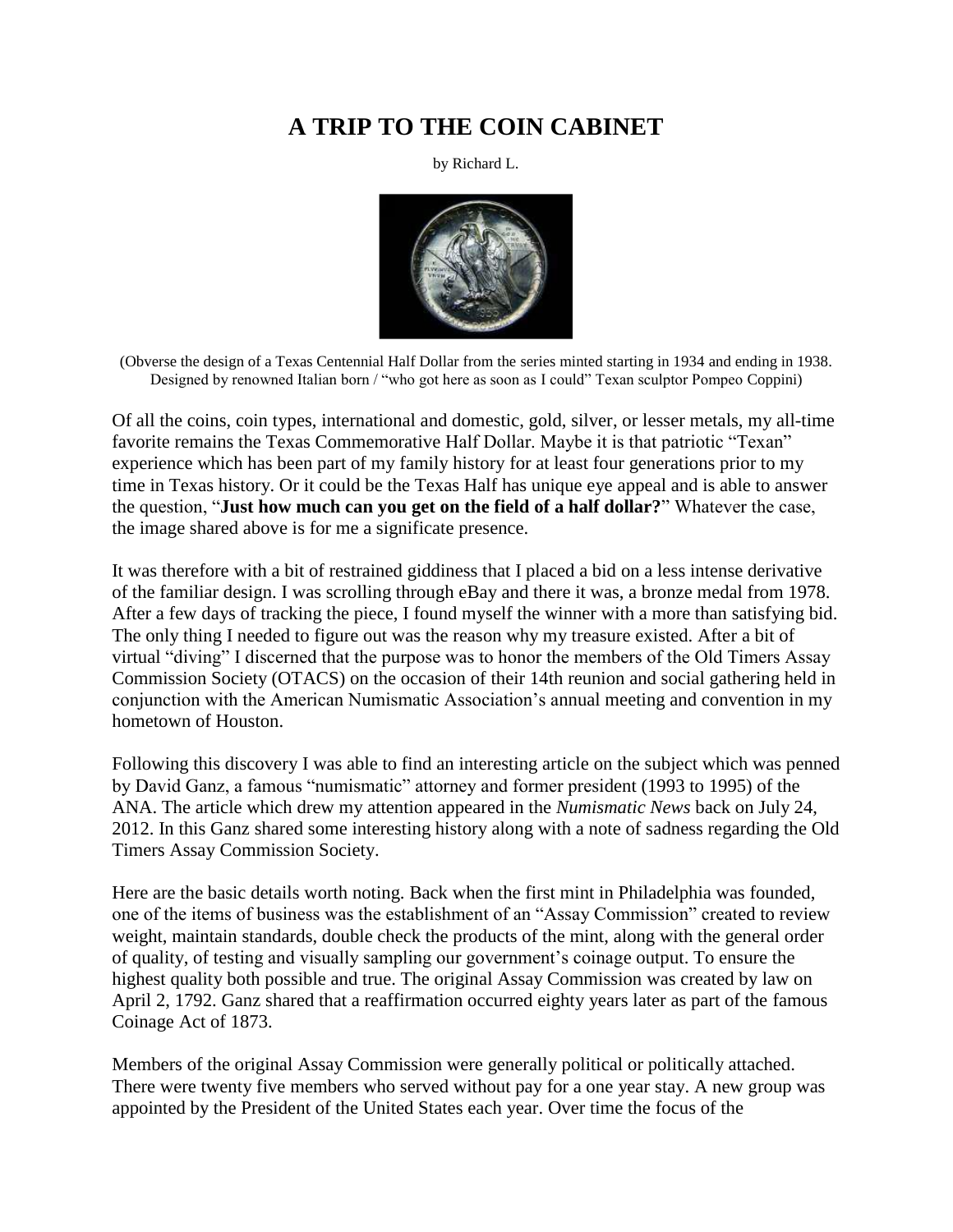# A TRIP TO THE COIN CABINET

by Richard L.

(Obverse the design of a Texas Centennial Half Dollar from the series minted starting in 1934 and ending in 1938. Designed by renowned Italian born / "who got here as soon as I could" Texan sculptor Pompeo Coppini)

Of all the coins, coin types, international and domestic, gold, silver, or lesser metals, my all-time favorite remains the Texas Commemorative Half Dollar. Maybe it is that patriotic "Texan" experience which has been part of my family history for at least four generations prior to my time in Texas history. Or it could be the Texas Half has unique eye appeal and is able to answer the question, "**Just how much can you get on the field of a half dollar?**" Whatever the case, the image shared above is for me a significate presence.

It was therefore with a bit of restrained giddiness that I placed a bid on a less intense derivative of the familiar design. I was scrolling through eBay and there it was, a bronze medal from 1978. After a few days of tracking the piece, I found myself the winner with a more than satisfying bid. The only thing I needed to figure out was the reason why my treasure existed. After a bit of virtual "diving" I discerned that the purpose was to honor the members of the Old Timers Assay Commission Society (OTACS) on the occasion of their 14th reunion and social gathering held in conjunction with the American Numismatic Association's annual meeting and convention in my hometown of Houston.

Following this discovery I was able to find an interesting article on the subject which was penned by David Ganz, a famous "numismatic" attorney and former president (1993 to 1995) of the ANA. The article which drew my attention appeared in the *Numismatic News* back on July 24, 2012. In this Ganz shared some interesting history along with a note of sadness regarding the Old Timers Assay Commission Society.

Here are the basic details worth noting. Back when the first mint in Philadelphia was founded, one of the items of business was the establishment of an "Assay Commission" created to review weight, maintain standards, double check the products of the mint, along with the general order of quality, of testing and visually sampling our government's coinage output. To ensure the highest quality both possible and true. The original Assay Commission was created by law on April 2, 1792. Ganz shared that a reaffirmation occurred eighty years later as part of the famous Coinage Act of 1873.

Members of the original Assay Commission were generally political or politically attached. There were twenty five members who served without pay for a one year stay. A new group was appointed by the President of the United States each year. Over time the focus of the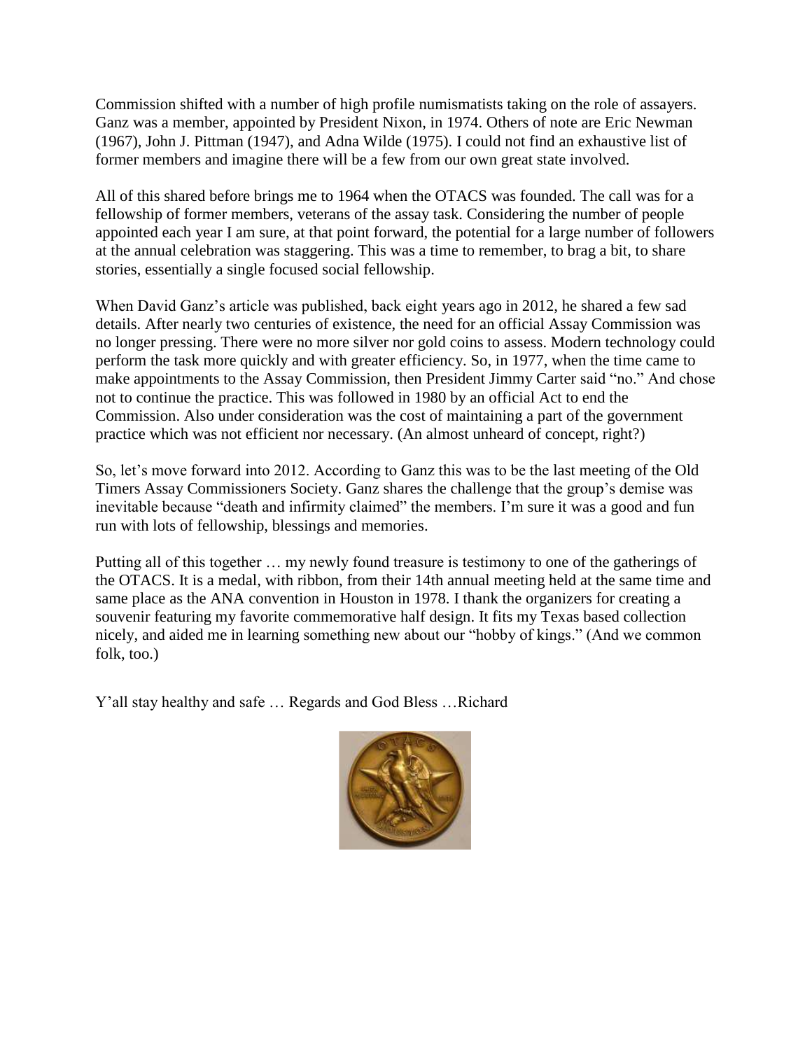Commission shifted with a number of high profile numismatists taking on the role of assayers. Ganz was a member, appointed by President Nixon, in 1974. Others of note are Eric Newman (1967), John J. Pittman (1947), and Adna Wilde (1975). I could not find an exhaustive list of former members and imagine there will be a few from our own great state involved.

All of this shared before brings me to 1964 when the OTACS was founded. The call was for a fellowship of former members, veterans of the assay task. Considering the number of people appointed each year I am sure, at that point forward, the potential for a large number of followers at the annual celebration was staggering. This was a time to remember, to brag a bit, to share stories, essentially a single focused social fellowship.

When David Ganz's article was published, back eight years ago in 2012, he shared a few sad details. After nearly two centuries of existence, the need for an official Assay Commission was no longer pressing. There were no more silver nor gold coins to assess. Modern technology could perform the task more quickly and with greater efficiency. So, in 1977, when the time came to make appointments to the Assay Commission, then President Jimmy Carter said "no." And chose not to continue the practice. This was followed in 1980 by an official Act to end the Commission. Also under consideration was the cost of maintaining a part of the government practice which was not efficient nor necessary. (An almost unheard of concept, right?)

So, let's move forward into 2012. According to Ganz this was to be the last meeting of the Old Timers Assay Commissioners Society. Ganz shares the challenge that the group's demise was inevitable because "death and infirmity claimed" the members. I'm sure it was a good and fun run with lots of fellowship, blessings and memories.

Putting all of this together … my newly found treasure is testimony to one of the gatherings of the OTACS. It is a medal, with ribbon, from their 14th annual meeting held at the same time and same place as the ANA convention in Houston in 1978. I thank the organizers for creating a souvenir featuring my favorite commemorative half design. It fits my Texas based collection nicely, and aided me in learning something new about our "hobby of kings." (And we common folk, too.)

Y'all stay healthy and safe … Regards and God Bless …Richard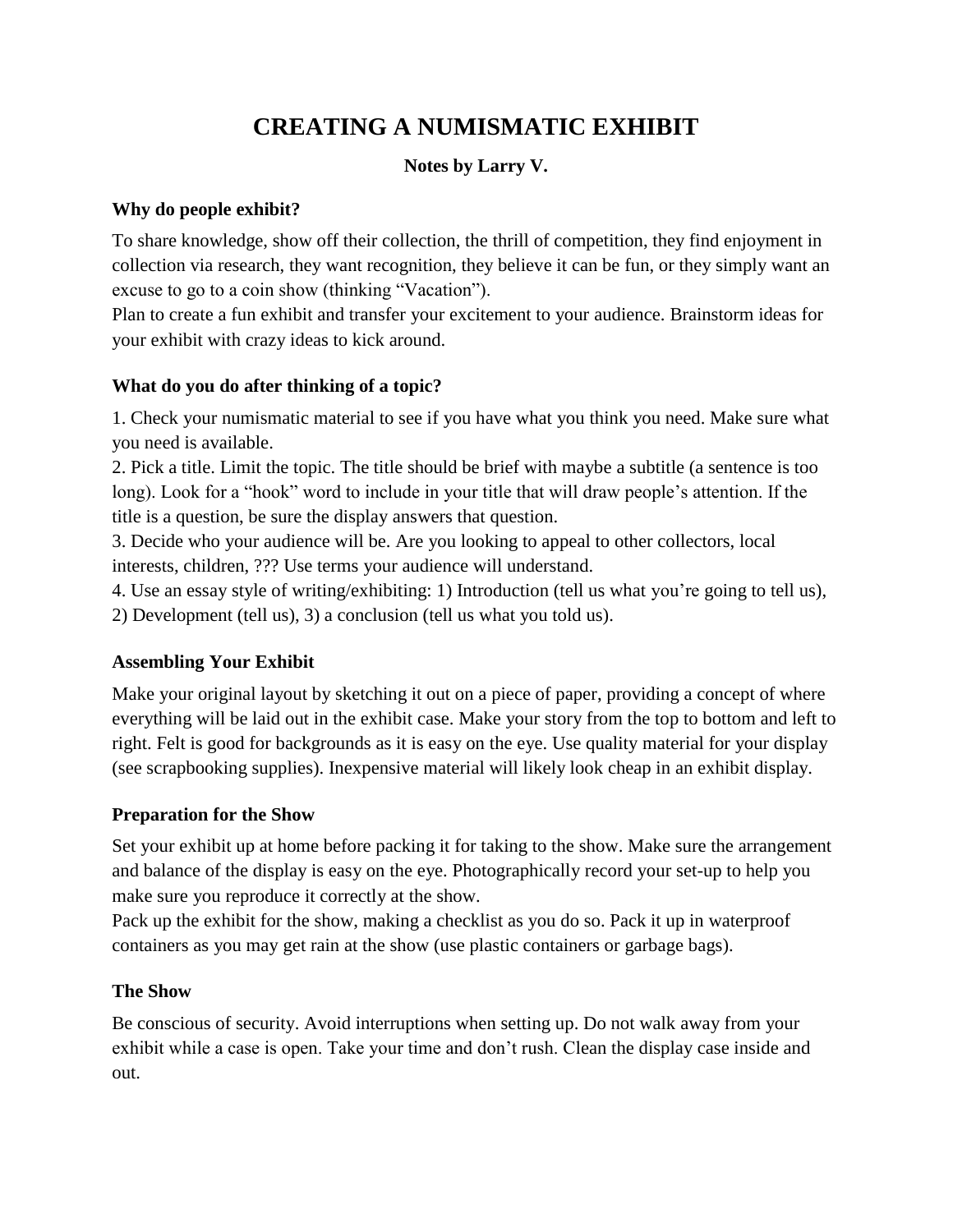# CREATING A NUMISMATIC EXHIBIT

**Notes by Larry V.**

### Why do people exhibit?

To share knowledge, show off their collection, the thrill of competition, they find enjoyment in collection via research, they want recognition, they believe it can be fun, or they simply want an excuse to go to a coin show (thinking "Vacation").

Plan to create a fun exhibit and transfer your excitement to your audience. Brainstorm ideas for your exhibit with crazy ideas to kick around.

### What do you do after thinking of a topic?

1. Check your numismatic material to see if you have what you think you need. Make sure what you need is available.
2. Pick a title. Limit the topic. The title should be brief with maybe a subtitle (a sentence is too long). Look for a "hook" word to include in your title that will draw people's attention. If the title is a question, be sure the display answers that question.
3. Decide who your audience will be. Are you looking to appeal to other collectors, local interests, children, ??? Use terms your audience will understand.
4. Use an essay style of writing/exhibiting: 1) Introduction (tell us what you're going to tell us), 2) Development (tell us), 3) a conclusion (tell us what you told us).

### Assembling Your Exhibit

Make your original layout by sketching it out on a piece of paper, providing a concept of where everything will be laid out in the exhibit case. Make your story from the top to bottom and left to right. Felt is good for backgrounds as it is easy on the eye. Use quality material for your display (see scrapbooking supplies). Inexpensive material will likely look cheap in an exhibit display.

### Preparation for the Show

Set your exhibit up at home before packing it for taking to the show. Make sure the arrangement and balance of the display is easy on the eye. Photographically record your set-up to help you make sure you reproduce it correctly at the show.

Pack up the exhibit for the show, making a checklist as you do so. Pack it up in waterproof containers as you may get rain at the show (use plastic containers or garbage bags).

### The Show

Be conscious of security. Avoid interruptions when setting up. Do not walk away from your exhibit while a case is open. Take your time and don't rush. Clean the display case inside and out.